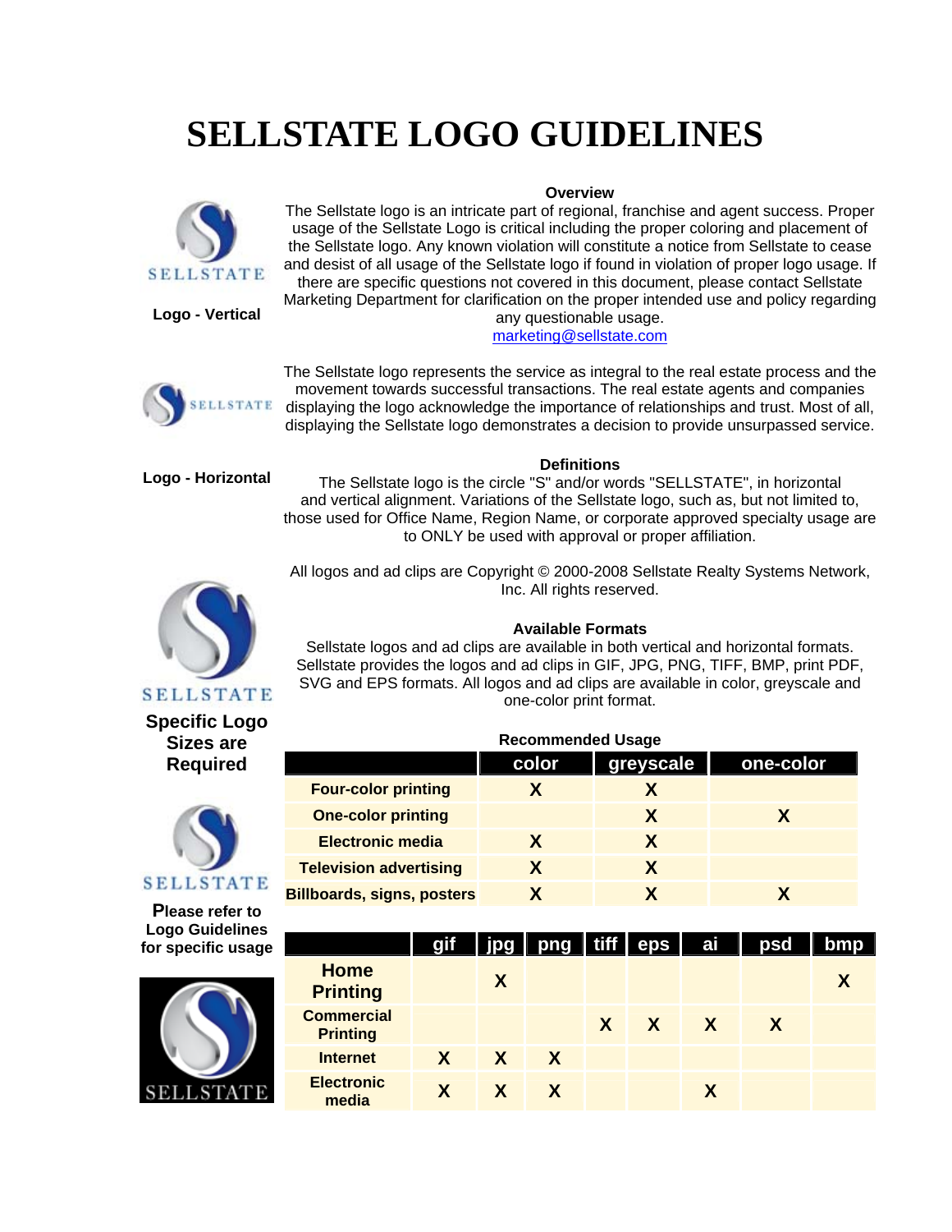# SELLSTATE LOGO GUIDELINES

Logo - Vertical

**Overview**

The Sellstate logo is an intricate part of regional, franchise and agent success. Proper usage of the Sellstate Logo is critical including the proper coloring and placement of the Sellstate logo. Any known violation will constitute a notice from Sellstate to cease and desist of all usage of the Sellstate logo if found in violation of proper logo usage. If there are specific questions not covered in this document, please contact Sellstate Marketing Department for clarification on the proper intended use and policy regarding any questionable usage.
marketing@sellstate.com

The Sellstate logo represents the service as integral to the real estate process and the movement towards successful transactions. The real estate agents and companies displaying the logo acknowledge the importance of relationships and trust. Most of all, displaying the Sellstate logo demonstrates a decision to provide unsurpassed service.

Logo - Horizontal

**Definitions**

The Sellstate logo is the circle "S" and/or words "SELLSTATE", in horizontal and vertical alignment. Variations of the Sellstate logo, such as, but not limited to, those used for Office Name, Region Name, or corporate approved specialty usage are to ONLY be used with approval or proper affiliation.

All logos and ad clips are Copyright © 2000-2008 Sellstate Realty Systems Network, Inc. All rights reserved.

**Specific Logo Sizes are Required**

**Available Formats**

Sellstate logos and ad clips are available in both vertical and horizontal formats. Sellstate provides the logos and ad clips in GIF, JPG, PNG, TIFF, BMP, print PDF, SVG and EPS formats. All logos and ad clips are available in color, greyscale and one-color print format.

**Please refer to Logo Guidelines for specific usage**

**Recommended Usage**

| | color | greyscale | one-color |
|---|---|---|---|
| Four-color printing | X | X | |
| One-color printing | | X | X |
| Electronic media | X | X | |
| Television advertising | X | X | |
| Billboards, signs, posters | X | X | X |

| | gif | jpg | png | tiff | eps | ai | psd | bmp |
|---|---|---|---|---|---|---|---|---|
| Home Printing | | X | | | | | | X |
| Commercial Printing | | | | X | X | X | X | |
| Internet | X | X | X | | | | | |
| Electronic media | X | X | X | | | X | | |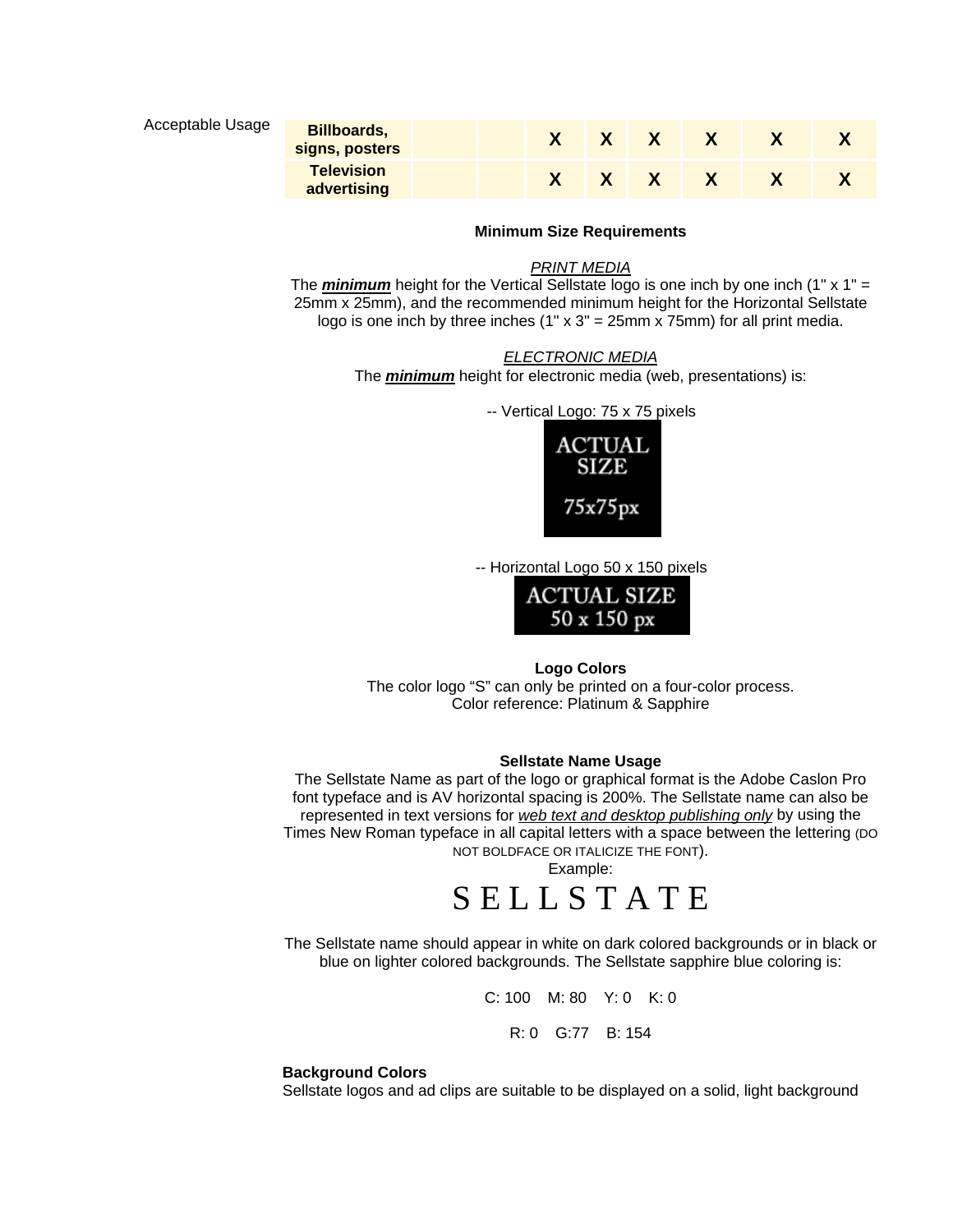Acceptable Usage

| | | | | | | | | |
|---|---|---|---|---|---|---|---|---|
| **Billboards, signs, posters** | | | **X** | **X** | **X** | **X** | **X** | **X** |
| **Television advertising** | | | **X** | **X** | **X** | **X** | **X** | **X** |

**Minimum Size Requirements**

*PRINT MEDIA*

The ***minimum*** height for the Vertical Sellstate logo is one inch by one inch (1" x 1" = 25mm x 25mm), and the recommended minimum height for the Horizontal Sellstate logo is one inch by three inches (1" x 3" = 25mm x 75mm) for all print media.

*ELECTRONIC MEDIA*

The ***minimum*** height for electronic media (web, presentations) is:

-- Vertical Logo: 75 x 75 pixels

ACTUAL SIZE 75x75px

-- Horizontal Logo 50 x 150 pixels

ACTUAL SIZE 50 x 150 px

**Logo Colors**

The color logo "S" can only be printed on a four-color process.
Color reference: Platinum & Sapphire

**Sellstate Name Usage**

The Sellstate Name as part of the logo or graphical format is the Adobe Caslon Pro font typeface and is AV horizontal spacing is 200%. The Sellstate name can also be represented in text versions for *web text and desktop publishing only* by using the Times New Roman typeface in all capital letters with a space between the lettering (DO NOT BOLDFACE OR ITALICIZE THE FONT).

Example:

S E L L S T A T E

The Sellstate name should appear in white on dark colored backgrounds or in black or blue on lighter colored backgrounds. The Sellstate sapphire blue coloring is:

C: 100 M: 80 Y: 0 K: 0

R: 0 G:77 B: 154

**Background Colors**

Sellstate logos and ad clips are suitable to be displayed on a solid, light background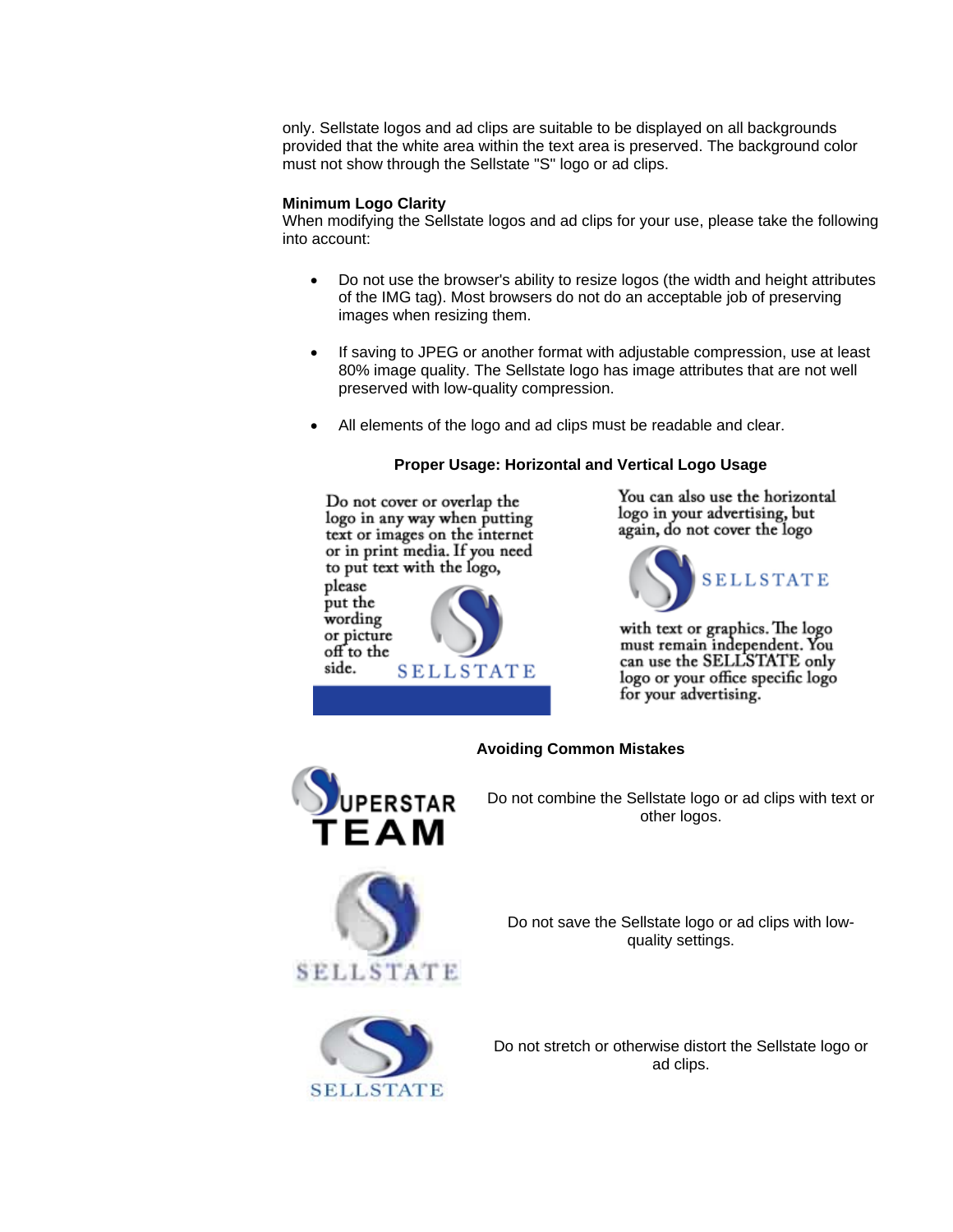only. Sellstate logos and ad clips are suitable to be displayed on all backgrounds provided that the white area within the text area is preserved. The background color must not show through the Sellstate "S" logo or ad clips.

**Minimum Logo Clarity**

When modifying the Sellstate logos and ad clips for your use, please take the following into account:

- Do not use the browser's ability to resize logos (the width and height attributes of the IMG tag). Most browsers do not do an acceptable job of preserving images when resizing them.
- If saving to JPEG or another format with adjustable compression, use at least 80% image quality. The Sellstate logo has image attributes that are not well preserved with low-quality compression.
- All elements of the logo and ad clips must be readable and clear.

**Proper Usage: Horizontal and Vertical Logo Usage**

Do not cover or overlap the logo in any way when putting text or images on the internet or in print media. If you need to put text with the logo, please put the wording or picture off to the side.

SELLSTATE

You can also use the horizontal logo in your advertising, but again, do not cover the logo

SELLSTATE

with text or graphics. The logo must remain independent. You can use the SELLSTATE only logo or your office specific logo for your advertising.

**Avoiding Common Mistakes**

UPERSTAR TEAM

Do not combine the Sellstate logo or ad clips with text or other logos.

SELLSTATE

Do not save the Sellstate logo or ad clips with low-quality settings.

SELLSTATE

Do not stretch or otherwise distort the Sellstate logo or ad clips.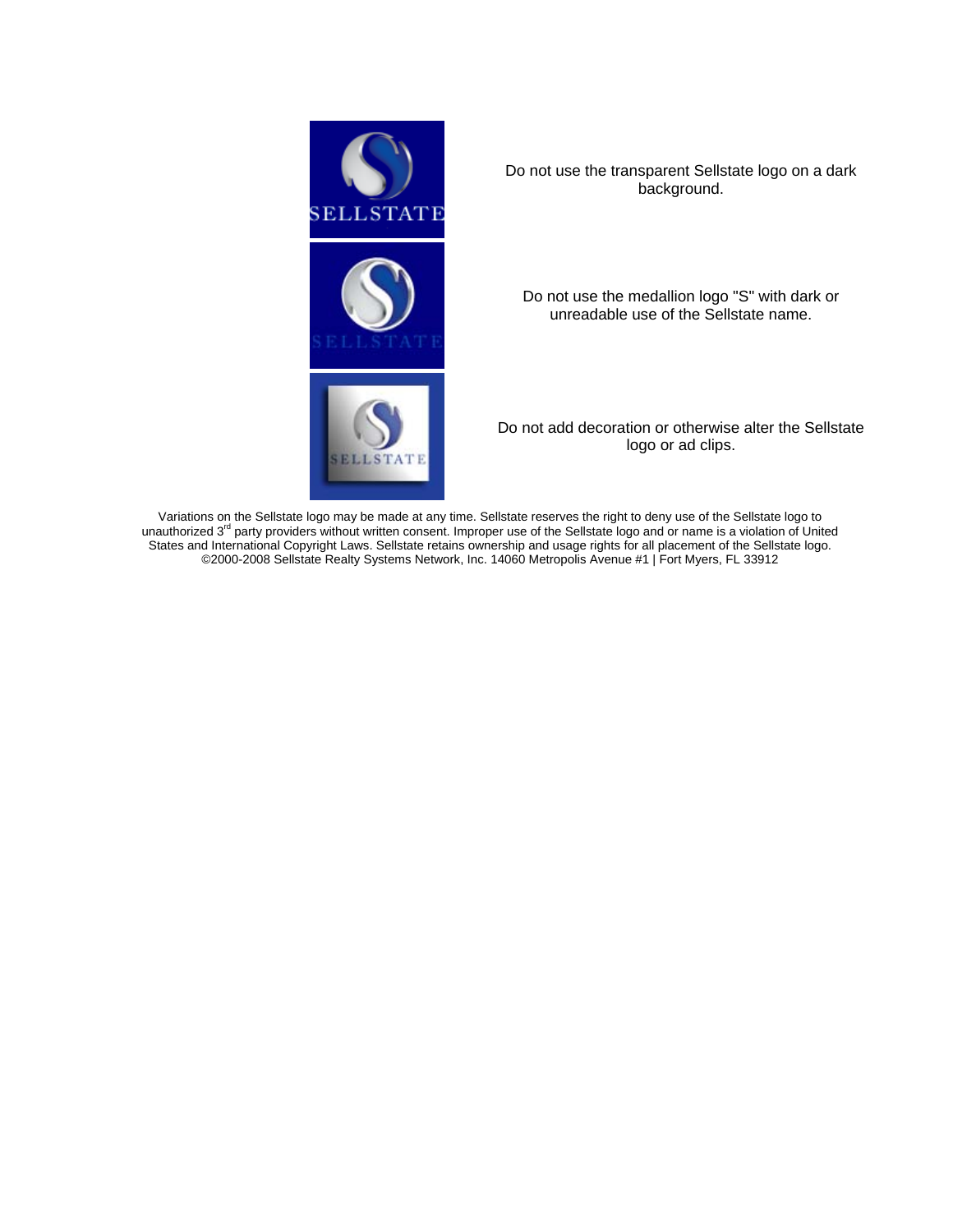Do not use the transparent Sellstate logo on a dark background.

Do not use the medallion logo "S" with dark or unreadable use of the Sellstate name.

Do not add decoration or otherwise alter the Sellstate logo or ad clips.

Variations on the Sellstate logo may be made at any time. Sellstate reserves the right to deny use of the Sellstate logo to unauthorized 3rd party providers without written consent. Improper use of the Sellstate logo and or name is a violation of United States and International Copyright Laws. Sellstate retains ownership and usage rights for all placement of the Sellstate logo. ©2000-2008 Sellstate Realty Systems Network, Inc. 14060 Metropolis Avenue #1 | Fort Myers, FL 33912